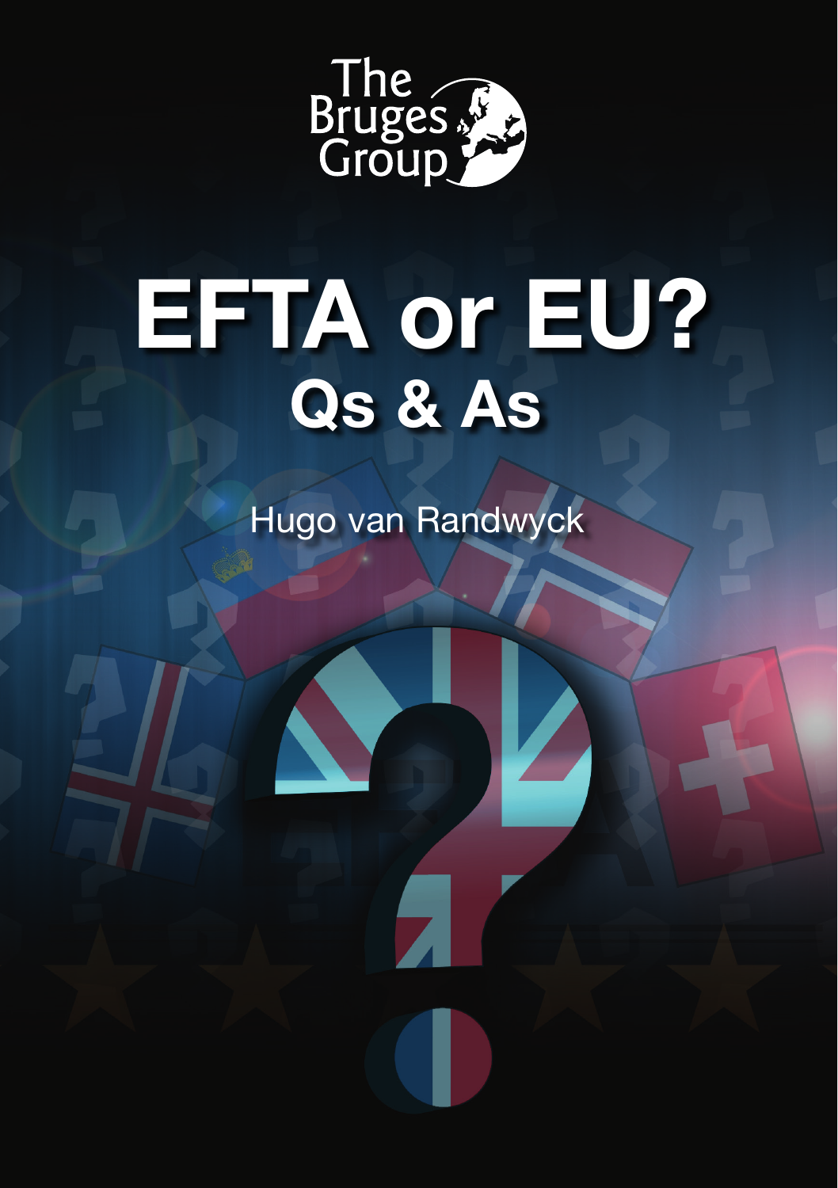The Bruges Group

# EFTA or EU?

## Qs & As

Hugo van Randwyck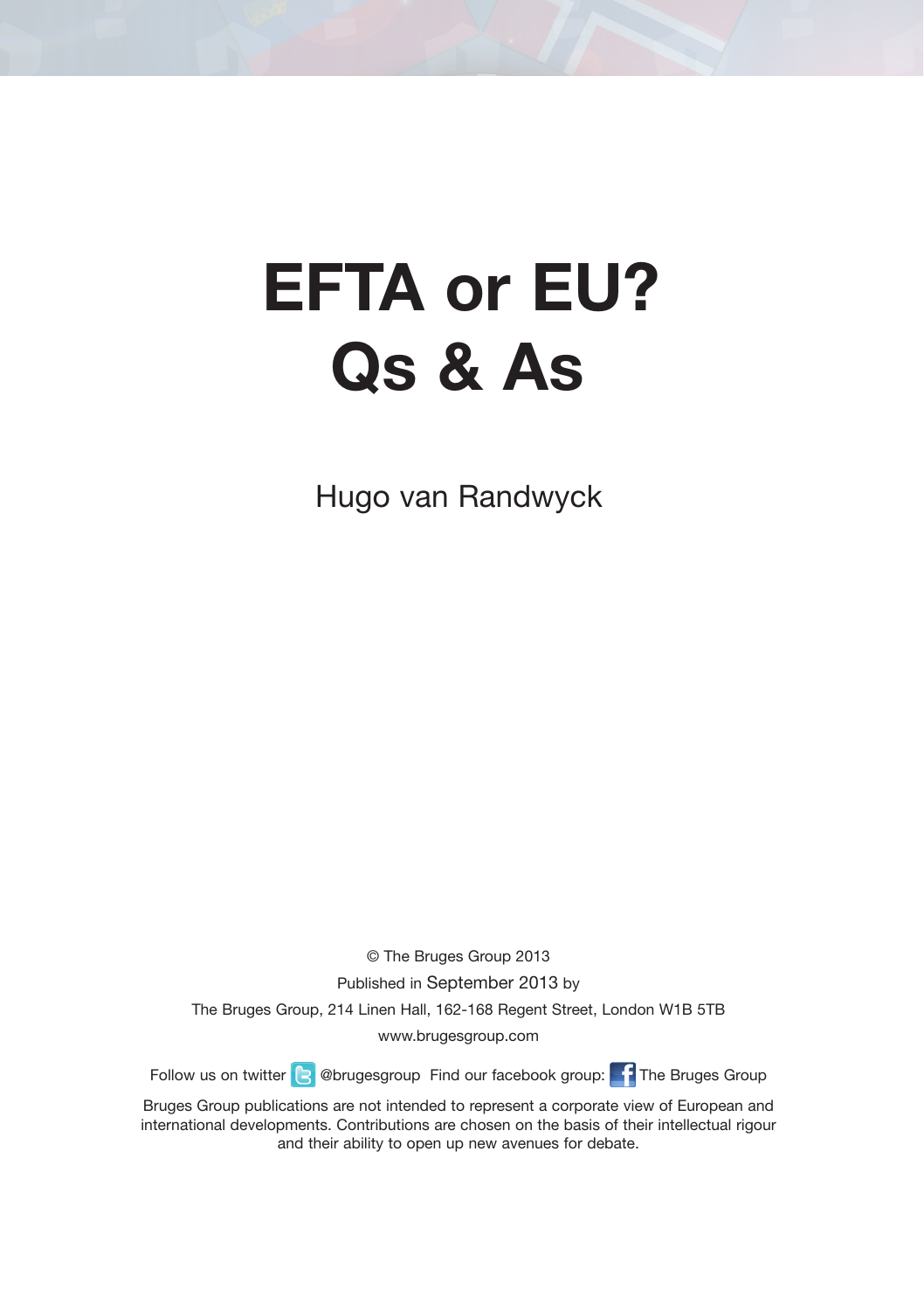# EFTA or EU? Qs & As

Hugo van Randwyck

© The Bruges Group 2013

Published in September 2013 by

The Bruges Group, 214 Linen Hall, 162-168 Regent Street, London W1B 5TB

www.brugesgroup.com

Follow us on twitter @brugesgroup Find our facebook group: The Bruges Group

Bruges Group publications are not intended to represent a corporate view of European and international developments. Contributions are chosen on the basis of their intellectual rigour and their ability to open up new avenues for debate.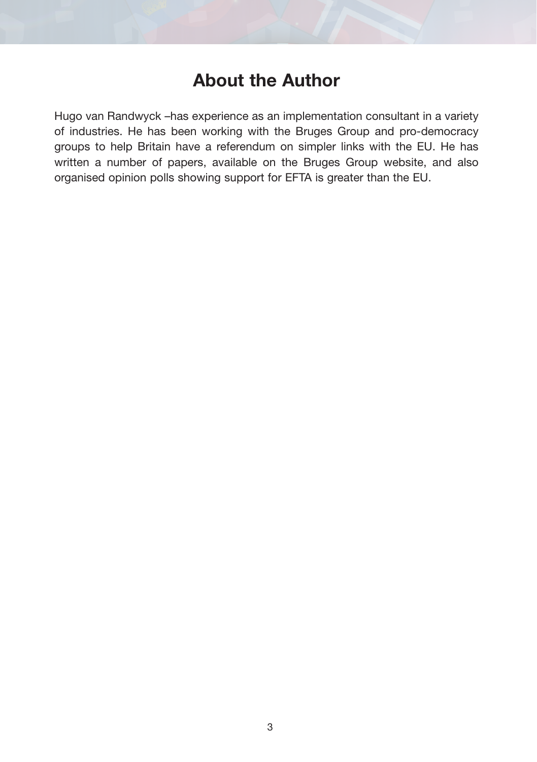# About the Author

Hugo van Randwyck –has experience as an implementation consultant in a variety of industries. He has been working with the Bruges Group and pro-democracy groups to help Britain have a referendum on simpler links with the EU. He has written a number of papers, available on the Bruges Group website, and also organised opinion polls showing support for EFTA is greater than the EU.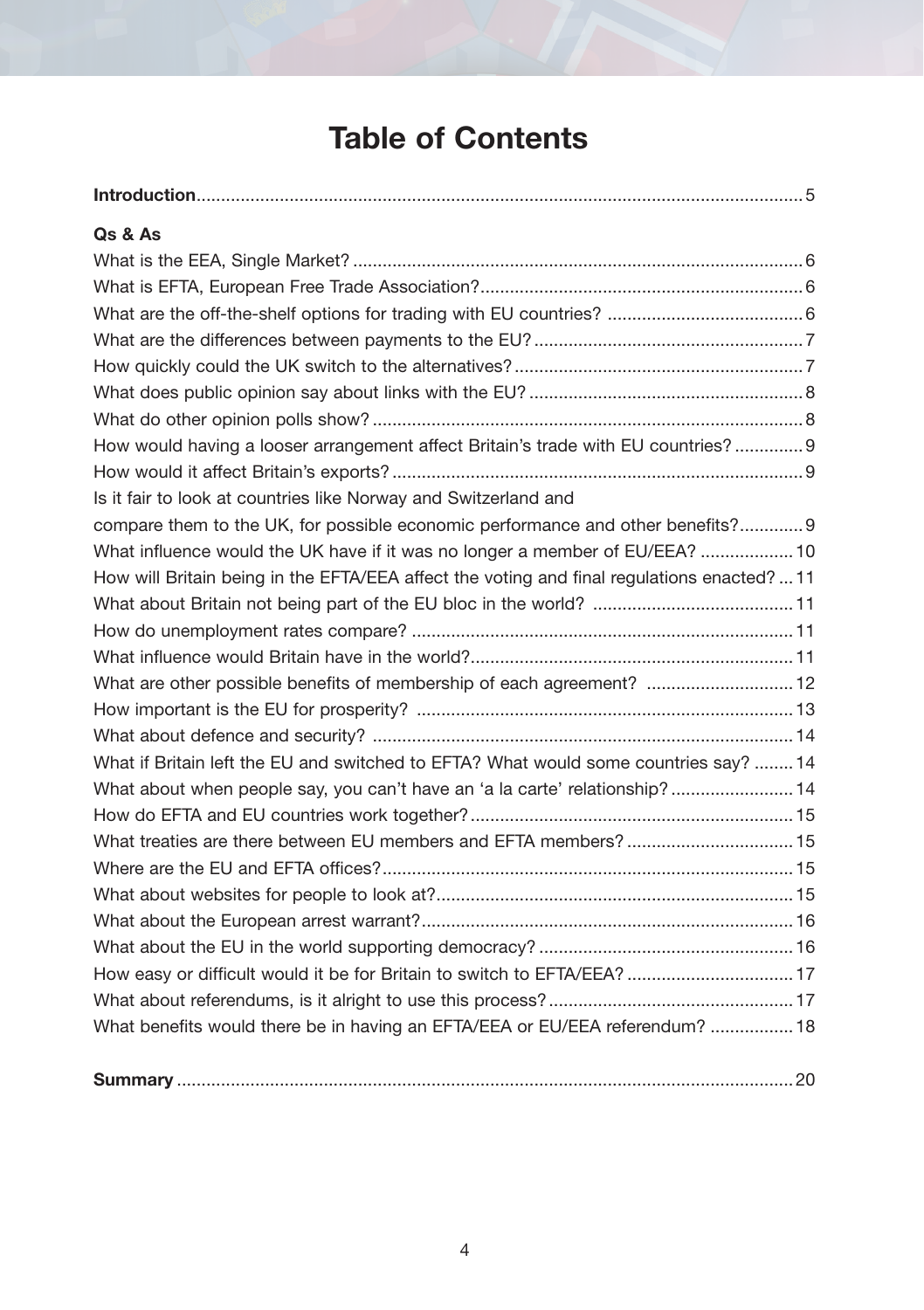# Table of Contents

**Introduction** ... 5

**Qs & As**

- What is the EEA, Single Market? ... 6
- What is EFTA, European Free Trade Association? ... 6
- What are the off-the-shelf options for trading with EU countries? ... 6
- What are the differences between payments to the EU? ... 7
- How quickly could the UK switch to the alternatives? ... 7
- What does public opinion say about links with the EU? ... 8
- What do other opinion polls show? ... 8
- How would having a looser arrangement affect Britain's trade with EU countries? ... 9
- How would it affect Britain's exports? ... 9
- Is it fair to look at countries like Norway and Switzerland and compare them to the UK, for possible economic performance and other benefits? ... 9
- What influence would the UK have if it was no longer a member of EU/EEA? ... 10
- How will Britain being in the EFTA/EEA affect the voting and final regulations enacted? ... 11
- What about Britain not being part of the EU bloc in the world? ... 11
- How do unemployment rates compare? ... 11
- What influence would Britain have in the world? ... 11
- What are other possible benefits of membership of each agreement? ... 12
- How important is the EU for prosperity? ... 13
- What about defence and security? ... 14
- What if Britain left the EU and switched to EFTA? What would some countries say? ... 14
- What about when people say, you can't have an 'a la carte' relationship? ... 14
- How do EFTA and EU countries work together? ... 15
- What treaties are there between EU members and EFTA members? ... 15
- Where are the EU and EFTA offices? ... 15
- What about websites for people to look at? ... 15
- What about the European arrest warrant? ... 16
- What about the EU in the world supporting democracy? ... 16
- How easy or difficult would it be for Britain to switch to EFTA/EEA? ... 17
- What about referendums, is it alright to use this process? ... 17
- What benefits would there be in having an EFTA/EEA or EU/EEA referendum? ... 18

**Summary** ... 20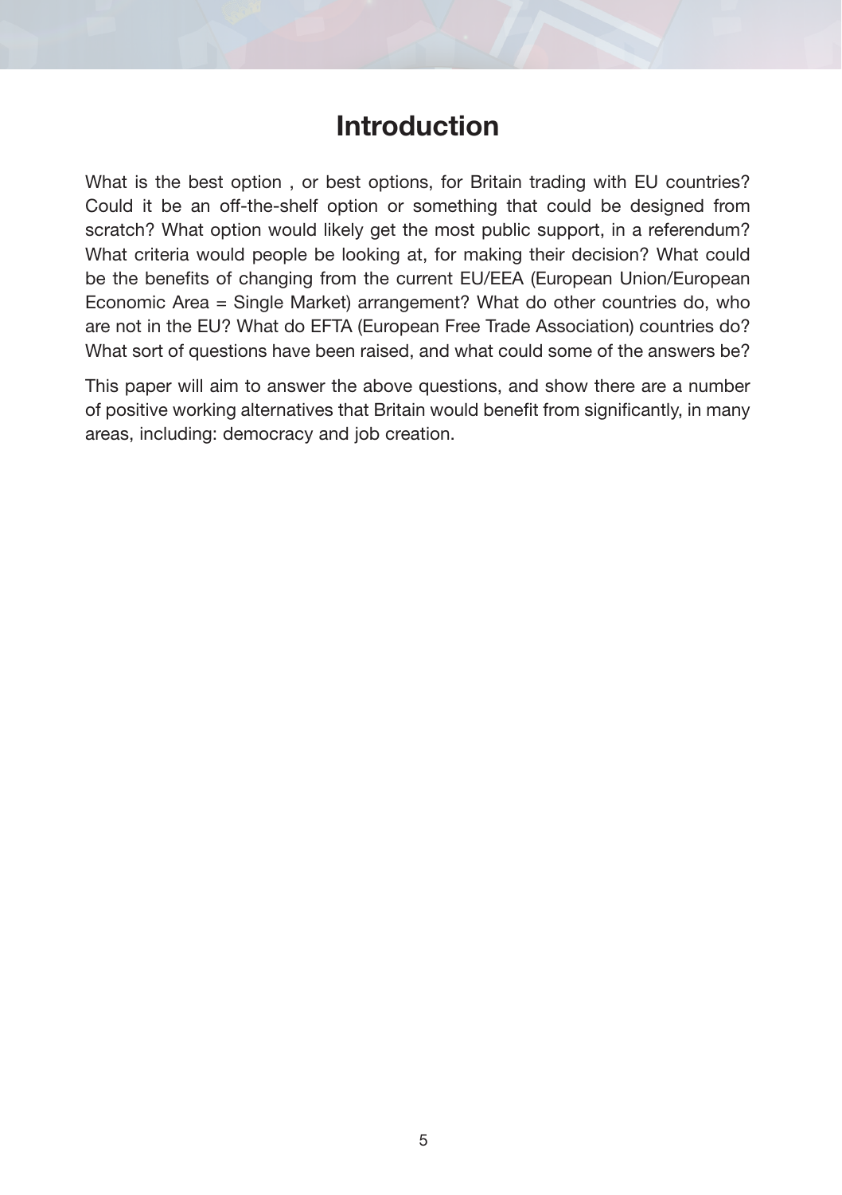# Introduction

What is the best option , or best options, for Britain trading with EU countries? Could it be an off-the-shelf option or something that could be designed from scratch? What option would likely get the most public support, in a referendum? What criteria would people be looking at, for making their decision? What could be the benefits of changing from the current EU/EEA (European Union/European Economic Area = Single Market) arrangement? What do other countries do, who are not in the EU? What do EFTA (European Free Trade Association) countries do? What sort of questions have been raised, and what could some of the answers be?

This paper will aim to answer the above questions, and show there are a number of positive working alternatives that Britain would benefit from significantly, in many areas, including: democracy and job creation.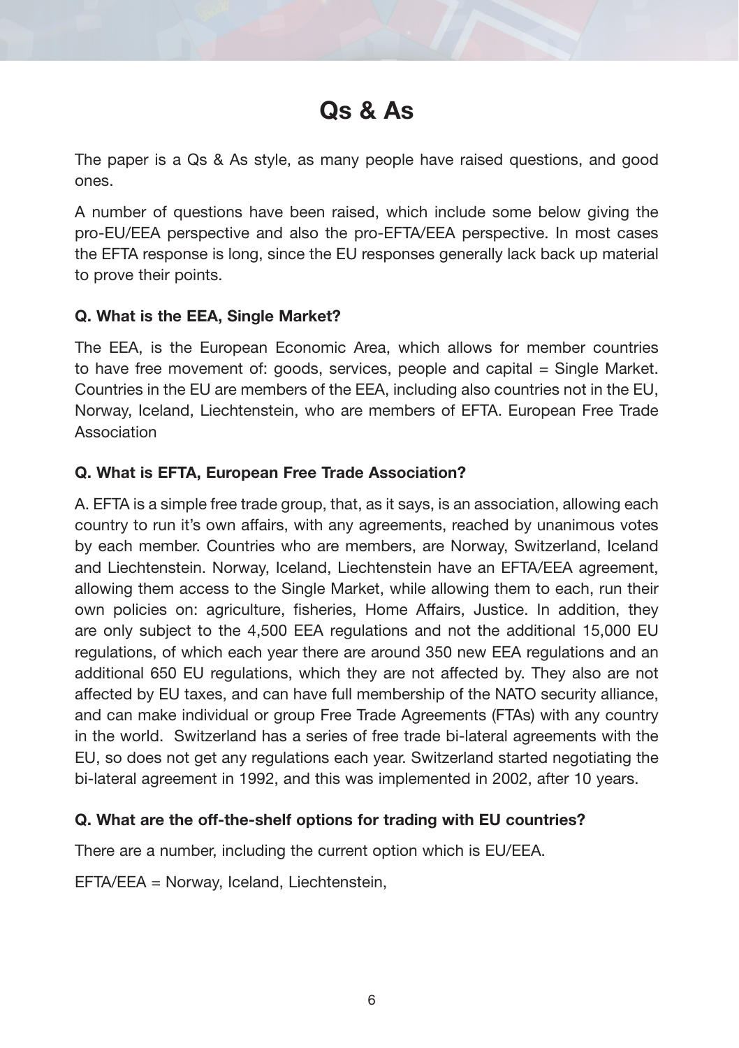# Qs & As

The paper is a Qs & As style, as many people have raised questions, and good ones.

A number of questions have been raised, which include some below giving the pro-EU/EEA perspective and also the pro-EFTA/EEA perspective. In most cases the EFTA response is long, since the EU responses generally lack back up material to prove their points.

**Q. What is the EEA, Single Market?**

The EEA, is the European Economic Area, which allows for member countries to have free movement of: goods, services, people and capital = Single Market. Countries in the EU are members of the EEA, including also countries not in the EU, Norway, Iceland, Liechtenstein, who are members of EFTA. European Free Trade Association

**Q. What is EFTA, European Free Trade Association?**

A. EFTA is a simple free trade group, that, as it says, is an association, allowing each country to run it's own affairs, with any agreements, reached by unanimous votes by each member. Countries who are members, are Norway, Switzerland, Iceland and Liechtenstein. Norway, Iceland, Liechtenstein have an EFTA/EEA agreement, allowing them access to the Single Market, while allowing them to each, run their own policies on: agriculture, fisheries, Home Affairs, Justice. In addition, they are only subject to the 4,500 EEA regulations and not the additional 15,000 EU regulations, of which each year there are around 350 new EEA regulations and an additional 650 EU regulations, which they are not affected by. They also are not affected by EU taxes, and can have full membership of the NATO security alliance, and can make individual or group Free Trade Agreements (FTAs) with any country in the world. Switzerland has a series of free trade bi-lateral agreements with the EU, so does not get any regulations each year. Switzerland started negotiating the bi-lateral agreement in 1992, and this was implemented in 2002, after 10 years.

**Q. What are the off-the-shelf options for trading with EU countries?**

There are a number, including the current option which is EU/EEA.

EFTA/EEA = Norway, Iceland, Liechtenstein,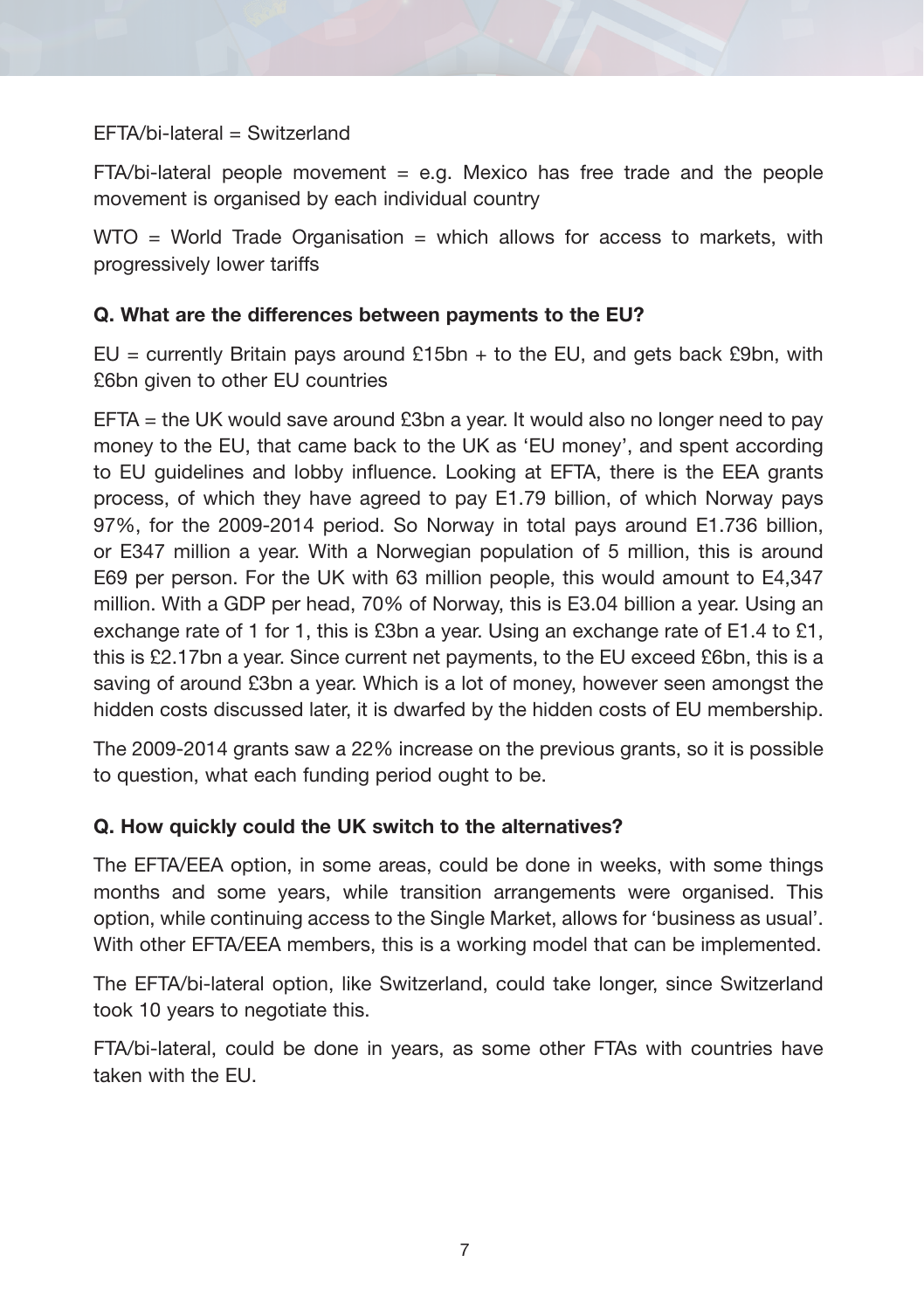EFTA/bi-lateral = Switzerland

FTA/bi-lateral people movement = e.g. Mexico has free trade and the people movement is organised by each individual country

WTO = World Trade Organisation = which allows for access to markets, with progressively lower tariffs

**Q. What are the differences between payments to the EU?**

EU = currently Britain pays around £15bn + to the EU, and gets back £9bn, with £6bn given to other EU countries

EFTA = the UK would save around £3bn a year. It would also no longer need to pay money to the EU, that came back to the UK as 'EU money', and spent according to EU guidelines and lobby influence. Looking at EFTA, there is the EEA grants process, of which they have agreed to pay E1.79 billion, of which Norway pays 97%, for the 2009-2014 period. So Norway in total pays around E1.736 billion, or E347 million a year. With a Norwegian population of 5 million, this is around E69 per person. For the UK with 63 million people, this would amount to E4,347 million. With a GDP per head, 70% of Norway, this is E3.04 billion a year. Using an exchange rate of 1 for 1, this is £3bn a year. Using an exchange rate of E1.4 to £1, this is £2.17bn a year. Since current net payments, to the EU exceed £6bn, this is a saving of around £3bn a year. Which is a lot of money, however seen amongst the hidden costs discussed later, it is dwarfed by the hidden costs of EU membership.

The 2009-2014 grants saw a 22% increase on the previous grants, so it is possible to question, what each funding period ought to be.

**Q. How quickly could the UK switch to the alternatives?**

The EFTA/EEA option, in some areas, could be done in weeks, with some things months and some years, while transition arrangements were organised. This option, while continuing access to the Single Market, allows for 'business as usual'. With other EFTA/EEA members, this is a working model that can be implemented.

The EFTA/bi-lateral option, like Switzerland, could take longer, since Switzerland took 10 years to negotiate this.

FTA/bi-lateral, could be done in years, as some other FTAs with countries have taken with the EU.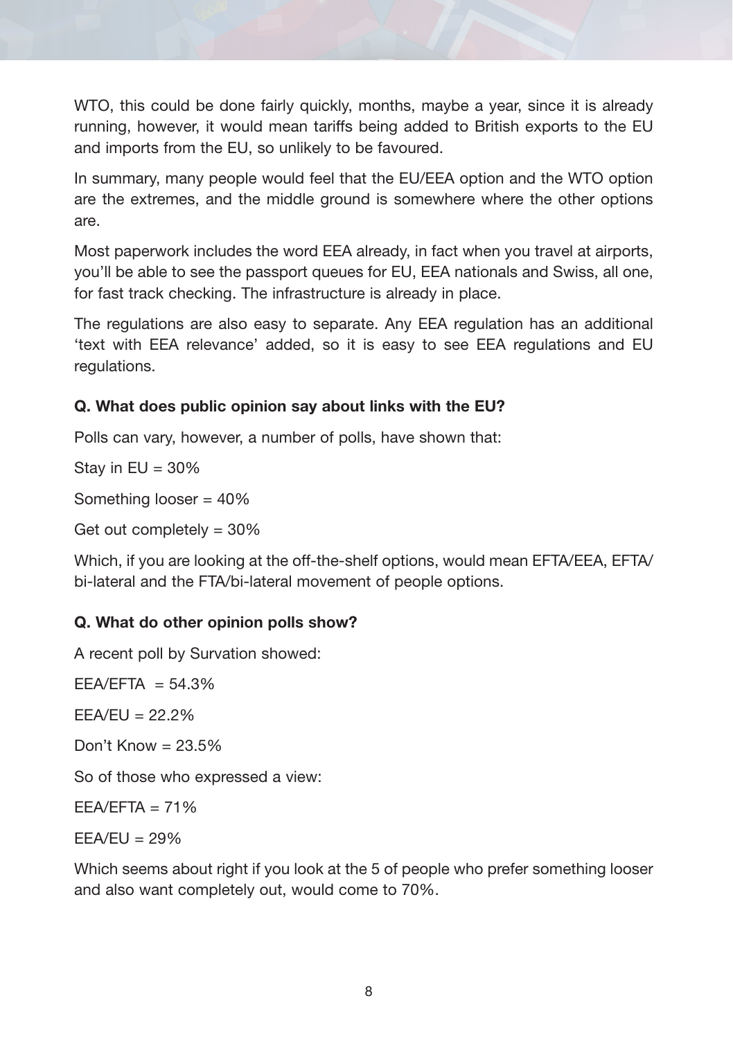WTO, this could be done fairly quickly, months, maybe a year, since it is already running, however, it would mean tariffs being added to British exports to the EU and imports from the EU, so unlikely to be favoured.

In summary, many people would feel that the EU/EEA option and the WTO option are the extremes, and the middle ground is somewhere where the other options are.

Most paperwork includes the word EEA already, in fact when you travel at airports, you'll be able to see the passport queues for EU, EEA nationals and Swiss, all one, for fast track checking. The infrastructure is already in place.

The regulations are also easy to separate. Any EEA regulation has an additional 'text with EEA relevance' added, so it is easy to see EEA regulations and EU regulations.

**Q. What does public opinion say about links with the EU?**

Polls can vary, however, a number of polls, have shown that:

Stay in EU = 30%

Something looser = 40%

Get out completely = 30%

Which, if you are looking at the off-the-shelf options, would mean EFTA/EEA, EFTA/bi-lateral and the FTA/bi-lateral movement of people options.

**Q. What do other opinion polls show?**

A recent poll by Survation showed:

EEA/EFTA = 54.3%

EEA/EU = 22.2%

Don't Know = 23.5%

So of those who expressed a view:

EEA/EFTA = 71%

EEA/EU = 29%

Which seems about right if you look at the 5 of people who prefer something looser and also want completely out, would come to 70%.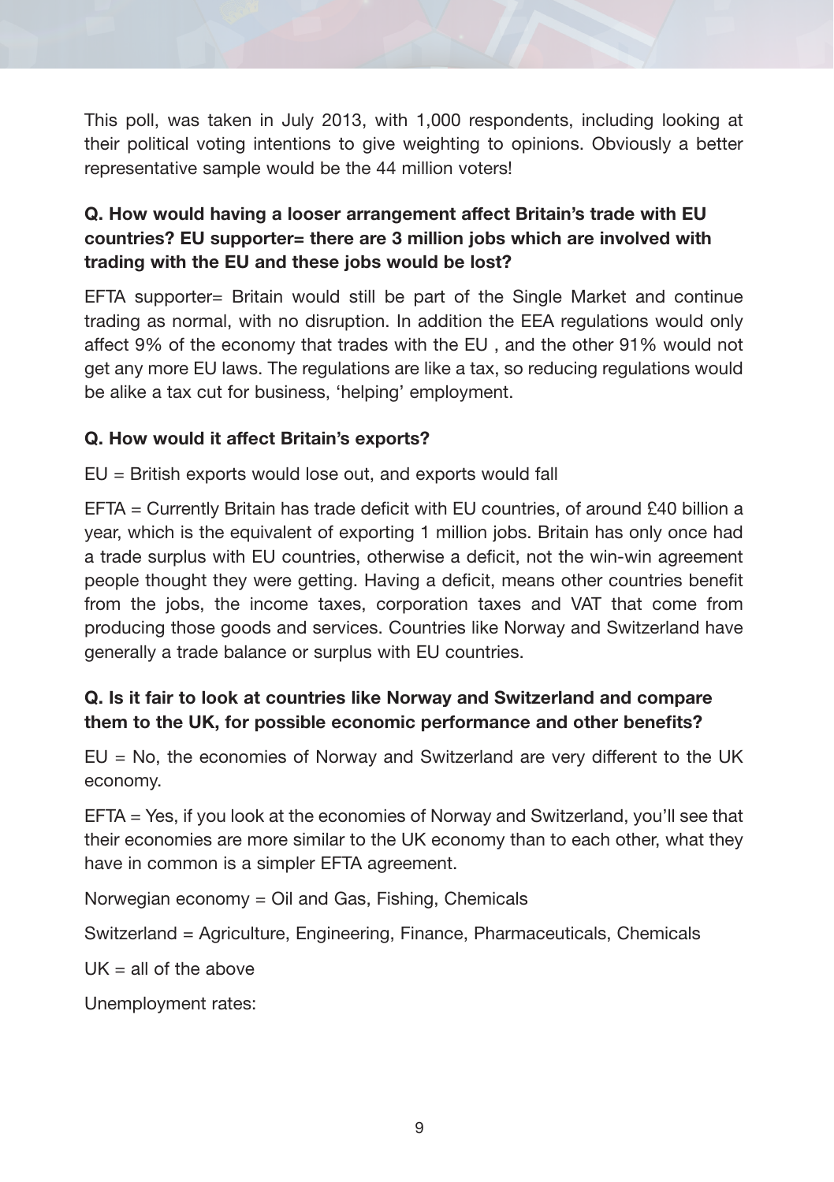This poll, was taken in July 2013, with 1,000 respondents, including looking at their political voting intentions to give weighting to opinions. Obviously a better representative sample would be the 44 million voters!

**Q. How would having a looser arrangement affect Britain's trade with EU countries? EU supporter= there are 3 million jobs which are involved with trading with the EU and these jobs would be lost?**

EFTA supporter= Britain would still be part of the Single Market and continue trading as normal, with no disruption. In addition the EEA regulations would only affect 9% of the economy that trades with the EU , and the other 91% would not get any more EU laws. The regulations are like a tax, so reducing regulations would be alike a tax cut for business, 'helping' employment.

**Q. How would it affect Britain's exports?**

EU = British exports would lose out, and exports would fall

EFTA = Currently Britain has trade deficit with EU countries, of around £40 billion a year, which is the equivalent of exporting 1 million jobs. Britain has only once had a trade surplus with EU countries, otherwise a deficit, not the win-win agreement people thought they were getting. Having a deficit, means other countries benefit from the jobs, the income taxes, corporation taxes and VAT that come from producing those goods and services. Countries like Norway and Switzerland have generally a trade balance or surplus with EU countries.

**Q. Is it fair to look at countries like Norway and Switzerland and compare them to the UK, for possible economic performance and other benefits?**

EU = No, the economies of Norway and Switzerland are very different to the UK economy.

EFTA = Yes, if you look at the economies of Norway and Switzerland, you'll see that their economies are more similar to the UK economy than to each other, what they have in common is a simpler EFTA agreement.

Norwegian economy = Oil and Gas, Fishing, Chemicals

Switzerland = Agriculture, Engineering, Finance, Pharmaceuticals, Chemicals

UK = all of the above

Unemployment rates: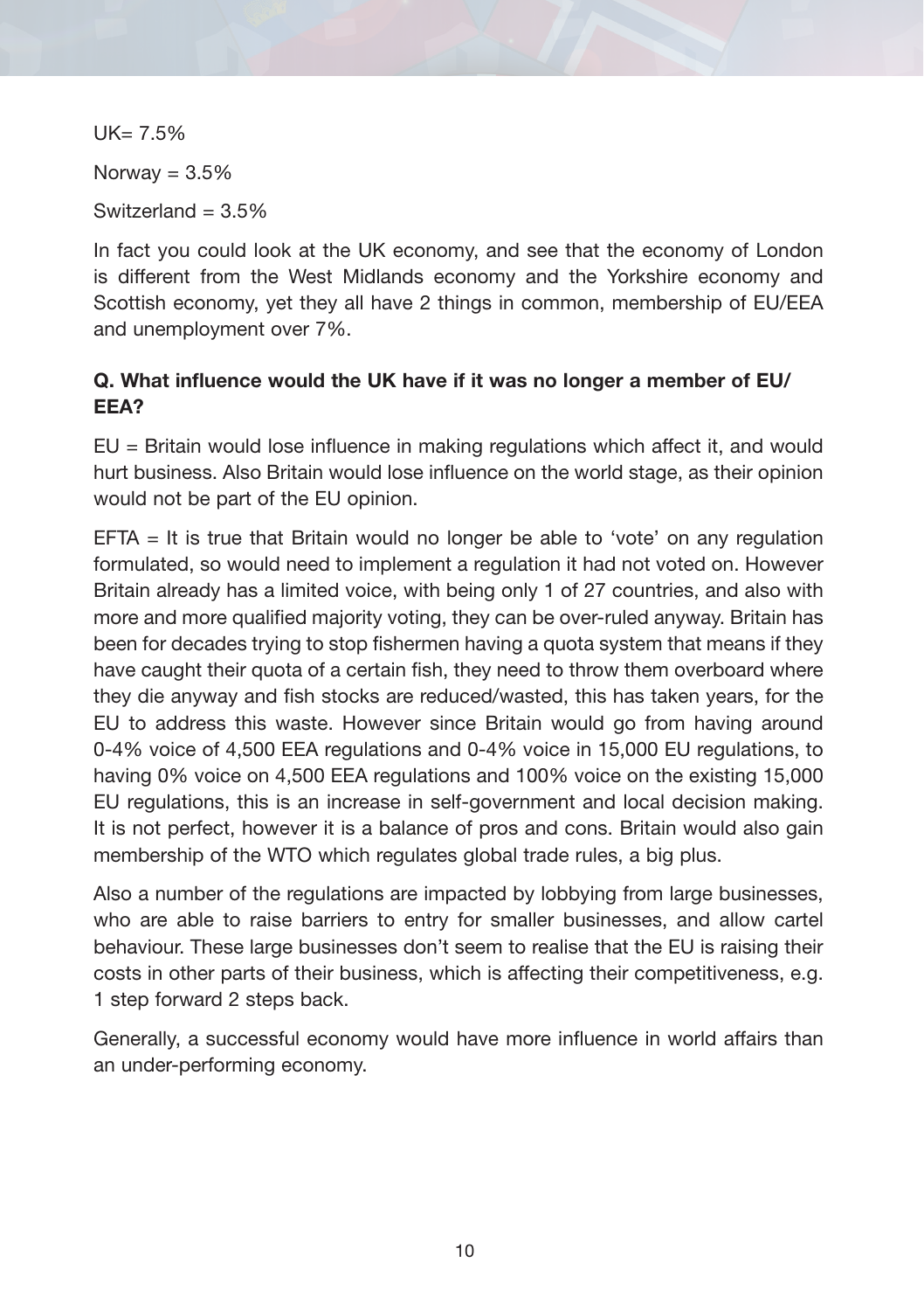UK= 7.5%

Norway = 3.5%

Switzerland = 3.5%

In fact you could look at the UK economy, and see that the economy of London is different from the West Midlands economy and the Yorkshire economy and Scottish economy, yet they all have 2 things in common, membership of EU/EEA and unemployment over 7%.

**Q. What influence would the UK have if it was no longer a member of EU/ EEA?**

EU = Britain would lose influence in making regulations which affect it, and would hurt business. Also Britain would lose influence on the world stage, as their opinion would not be part of the EU opinion.

EFTA = It is true that Britain would no longer be able to 'vote' on any regulation formulated, so would need to implement a regulation it had not voted on. However Britain already has a limited voice, with being only 1 of 27 countries, and also with more and more qualified majority voting, they can be over-ruled anyway. Britain has been for decades trying to stop fishermen having a quota system that means if they have caught their quota of a certain fish, they need to throw them overboard where they die anyway and fish stocks are reduced/wasted, this has taken years, for the EU to address this waste. However since Britain would go from having around 0-4% voice of 4,500 EEA regulations and 0-4% voice in 15,000 EU regulations, to having 0% voice on 4,500 EEA regulations and 100% voice on the existing 15,000 EU regulations, this is an increase in self-government and local decision making. It is not perfect, however it is a balance of pros and cons. Britain would also gain membership of the WTO which regulates global trade rules, a big plus.

Also a number of the regulations are impacted by lobbying from large businesses, who are able to raise barriers to entry for smaller businesses, and allow cartel behaviour. These large businesses don't seem to realise that the EU is raising their costs in other parts of their business, which is affecting their competitiveness, e.g. 1 step forward 2 steps back.

Generally, a successful economy would have more influence in world affairs than an under-performing economy.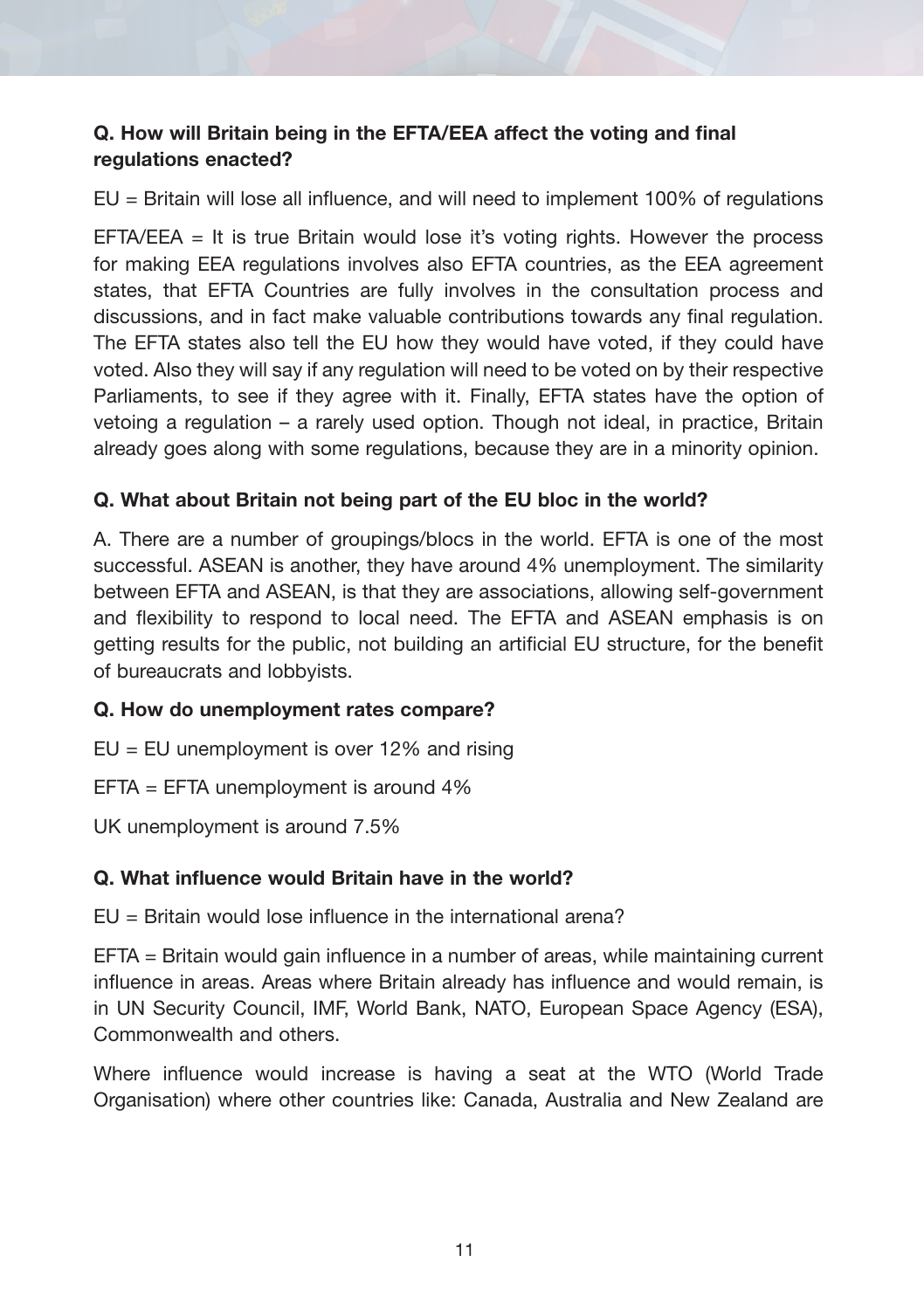**Q. How will Britain being in the EFTA/EEA affect the voting and final regulations enacted?**

EU = Britain will lose all influence, and will need to implement 100% of regulations

EFTA/EEA = It is true Britain would lose it's voting rights. However the process for making EEA regulations involves also EFTA countries, as the EEA agreement states, that EFTA Countries are fully involves in the consultation process and discussions, and in fact make valuable contributions towards any final regulation. The EFTA states also tell the EU how they would have voted, if they could have voted. Also they will say if any regulation will need to be voted on by their respective Parliaments, to see if they agree with it. Finally, EFTA states have the option of vetoing a regulation – a rarely used option. Though not ideal, in practice, Britain already goes along with some regulations, because they are in a minority opinion.

**Q. What about Britain not being part of the EU bloc in the world?**

A. There are a number of groupings/blocs in the world. EFTA is one of the most successful. ASEAN is another, they have around 4% unemployment. The similarity between EFTA and ASEAN, is that they are associations, allowing self-government and flexibility to respond to local need. The EFTA and ASEAN emphasis is on getting results for the public, not building an artificial EU structure, for the benefit of bureaucrats and lobbyists.

**Q. How do unemployment rates compare?**

EU = EU unemployment is over 12% and rising

EFTA = EFTA unemployment is around 4%

UK unemployment is around 7.5%

**Q. What influence would Britain have in the world?**

EU = Britain would lose influence in the international arena?

EFTA = Britain would gain influence in a number of areas, while maintaining current influence in areas. Areas where Britain already has influence and would remain, is in UN Security Council, IMF, World Bank, NATO, European Space Agency (ESA), Commonwealth and others.

Where influence would increase is having a seat at the WTO (World Trade Organisation) where other countries like: Canada, Australia and New Zealand are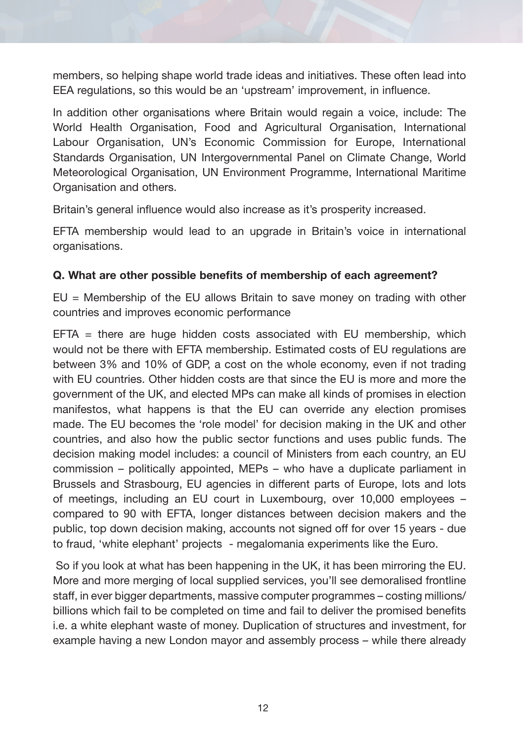members, so helping shape world trade ideas and initiatives. These often lead into EEA regulations, so this would be an 'upstream' improvement, in influence.

In addition other organisations where Britain would regain a voice, include: The World Health Organisation, Food and Agricultural Organisation, International Labour Organisation, UN's Economic Commission for Europe, International Standards Organisation, UN Intergovernmental Panel on Climate Change, World Meteorological Organisation, UN Environment Programme, International Maritime Organisation and others.

Britain's general influence would also increase as it's prosperity increased.

EFTA membership would lead to an upgrade in Britain's voice in international organisations.

**Q. What are other possible benefits of membership of each agreement?**

EU = Membership of the EU allows Britain to save money on trading with other countries and improves economic performance

EFTA = there are huge hidden costs associated with EU membership, which would not be there with EFTA membership. Estimated costs of EU regulations are between 3% and 10% of GDP, a cost on the whole economy, even if not trading with EU countries. Other hidden costs are that since the EU is more and more the government of the UK, and elected MPs can make all kinds of promises in election manifestos, what happens is that the EU can override any election promises made. The EU becomes the 'role model' for decision making in the UK and other countries, and also how the public sector functions and uses public funds. The decision making model includes: a council of Ministers from each country, an EU commission – politically appointed, MEPs – who have a duplicate parliament in Brussels and Strasbourg, EU agencies in different parts of Europe, lots and lots of meetings, including an EU court in Luxembourg, over 10,000 employees – compared to 90 with EFTA, longer distances between decision makers and the public, top down decision making, accounts not signed off for over 15 years - due to fraud, 'white elephant' projects - megalomania experiments like the Euro.

So if you look at what has been happening in the UK, it has been mirroring the EU. More and more merging of local supplied services, you'll see demoralised frontline staff, in ever bigger departments, massive computer programmes – costing millions/ billions which fail to be completed on time and fail to deliver the promised benefits i.e. a white elephant waste of money. Duplication of structures and investment, for example having a new London mayor and assembly process – while there already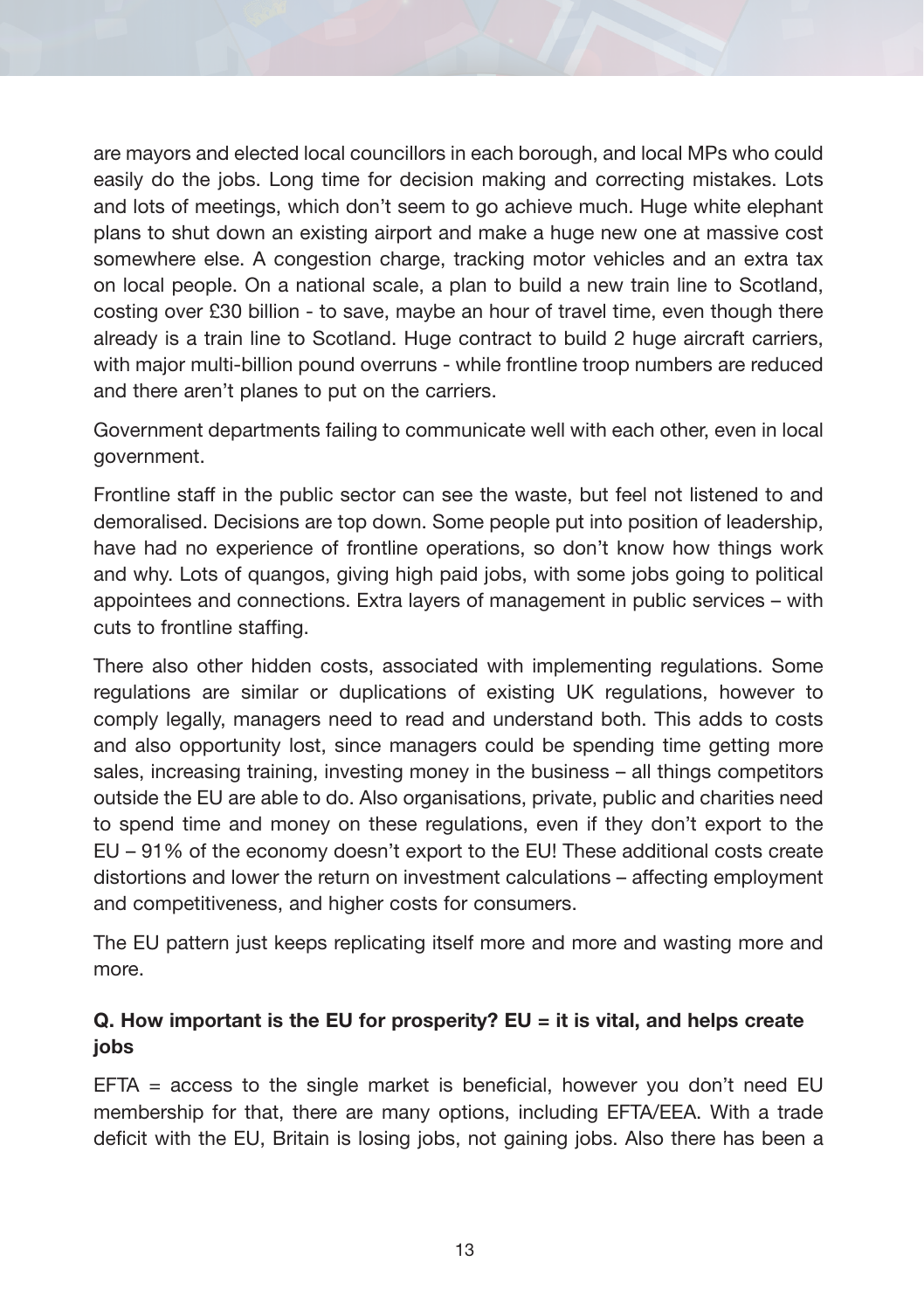are mayors and elected local councillors in each borough, and local MPs who could easily do the jobs. Long time for decision making and correcting mistakes. Lots and lots of meetings, which don't seem to go achieve much. Huge white elephant plans to shut down an existing airport and make a huge new one at massive cost somewhere else. A congestion charge, tracking motor vehicles and an extra tax on local people. On a national scale, a plan to build a new train line to Scotland, costing over £30 billion - to save, maybe an hour of travel time, even though there already is a train line to Scotland. Huge contract to build 2 huge aircraft carriers, with major multi-billion pound overruns - while frontline troop numbers are reduced and there aren't planes to put on the carriers.

Government departments failing to communicate well with each other, even in local government.

Frontline staff in the public sector can see the waste, but feel not listened to and demoralised. Decisions are top down. Some people put into position of leadership, have had no experience of frontline operations, so don't know how things work and why. Lots of quangos, giving high paid jobs, with some jobs going to political appointees and connections. Extra layers of management in public services – with cuts to frontline staffing.

There also other hidden costs, associated with implementing regulations. Some regulations are similar or duplications of existing UK regulations, however to comply legally, managers need to read and understand both. This adds to costs and also opportunity lost, since managers could be spending time getting more sales, increasing training, investing money in the business – all things competitors outside the EU are able to do. Also organisations, private, public and charities need to spend time and money on these regulations, even if they don't export to the EU – 91% of the economy doesn't export to the EU! These additional costs create distortions and lower the return on investment calculations – affecting employment and competitiveness, and higher costs for consumers.

The EU pattern just keeps replicating itself more and more and wasting more and more.

**Q. How important is the EU for prosperity? EU = it is vital, and helps create jobs**

EFTA = access to the single market is beneficial, however you don't need EU membership for that, there are many options, including EFTA/EEA. With a trade deficit with the EU, Britain is losing jobs, not gaining jobs. Also there has been a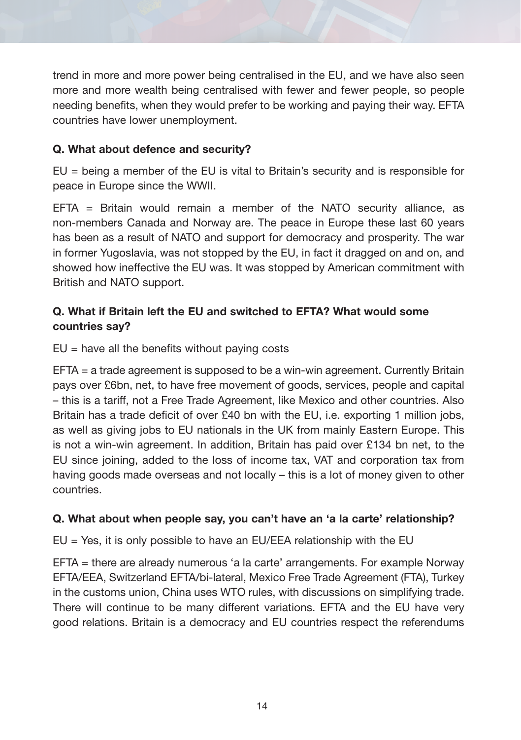trend in more and more power being centralised in the EU, and we have also seen more and more wealth being centralised with fewer and fewer people, so people needing benefits, when they would prefer to be working and paying their way. EFTA countries have lower unemployment.

**Q. What about defence and security?**

EU = being a member of the EU is vital to Britain's security and is responsible for peace in Europe since the WWII.

EFTA = Britain would remain a member of the NATO security alliance, as non-members Canada and Norway are. The peace in Europe these last 60 years has been as a result of NATO and support for democracy and prosperity. The war in former Yugoslavia, was not stopped by the EU, in fact it dragged on and on, and showed how ineffective the EU was. It was stopped by American commitment with British and NATO support.

**Q. What if Britain left the EU and switched to EFTA? What would some countries say?**

EU = have all the benefits without paying costs

EFTA = a trade agreement is supposed to be a win-win agreement. Currently Britain pays over £6bn, net, to have free movement of goods, services, people and capital – this is a tariff, not a Free Trade Agreement, like Mexico and other countries. Also Britain has a trade deficit of over £40 bn with the EU, i.e. exporting 1 million jobs, as well as giving jobs to EU nationals in the UK from mainly Eastern Europe. This is not a win-win agreement. In addition, Britain has paid over £134 bn net, to the EU since joining, added to the loss of income tax, VAT and corporation tax from having goods made overseas and not locally – this is a lot of money given to other countries.

**Q. What about when people say, you can't have an 'a la carte' relationship?**

EU = Yes, it is only possible to have an EU/EEA relationship with the EU

EFTA = there are already numerous 'a la carte' arrangements. For example Norway EFTA/EEA, Switzerland EFTA/bi-lateral, Mexico Free Trade Agreement (FTA), Turkey in the customs union, China uses WTO rules, with discussions on simplifying trade. There will continue to be many different variations. EFTA and the EU have very good relations. Britain is a democracy and EU countries respect the referendums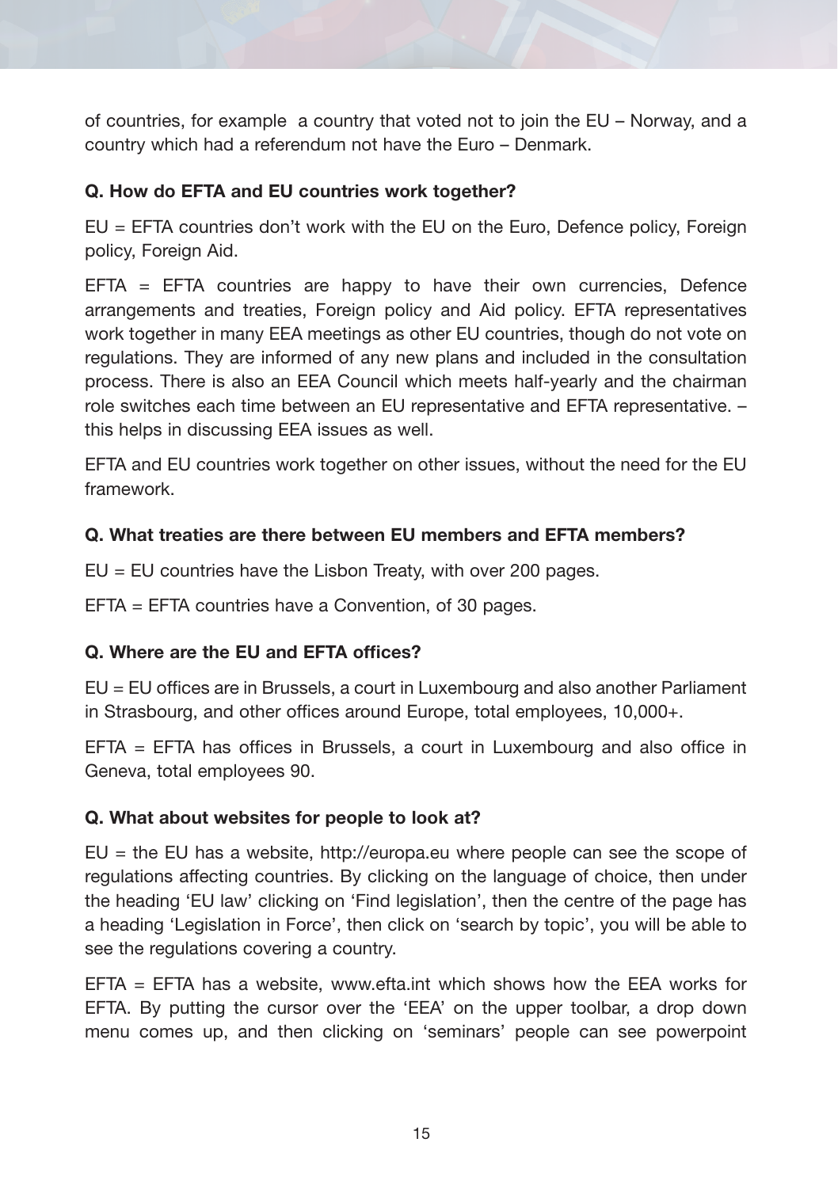of countries, for example  a country that voted not to join the EU – Norway, and a country which had a referendum not have the Euro – Denmark.

**Q. How do EFTA and EU countries work together?**

EU = EFTA countries don't work with the EU on the Euro, Defence policy, Foreign policy, Foreign Aid.

EFTA = EFTA countries are happy to have their own currencies, Defence arrangements and treaties, Foreign policy and Aid policy. EFTA representatives work together in many EEA meetings as other EU countries, though do not vote on regulations. They are informed of any new plans and included in the consultation process. There is also an EEA Council which meets half-yearly and the chairman role switches each time between an EU representative and EFTA representative. – this helps in discussing EEA issues as well.

EFTA and EU countries work together on other issues, without the need for the EU framework.

**Q. What treaties are there between EU members and EFTA members?**

EU = EU countries have the Lisbon Treaty, with over 200 pages.

EFTA = EFTA countries have a Convention, of 30 pages.

**Q. Where are the EU and EFTA offices?**

EU = EU offices are in Brussels, a court in Luxembourg and also another Parliament in Strasbourg, and other offices around Europe, total employees, 10,000+.

EFTA = EFTA has offices in Brussels, a court in Luxembourg and also office in Geneva, total employees 90.

**Q. What about websites for people to look at?**

EU = the EU has a website, http://europa.eu where people can see the scope of regulations affecting countries. By clicking on the language of choice, then under the heading 'EU law' clicking on 'Find legislation', then the centre of the page has a heading 'Legislation in Force', then click on 'search by topic', you will be able to see the regulations covering a country.

EFTA = EFTA has a website, www.efta.int which shows how the EEA works for EFTA. By putting the cursor over the 'EEA' on the upper toolbar, a drop down menu comes up, and then clicking on 'seminars' people can see powerpoint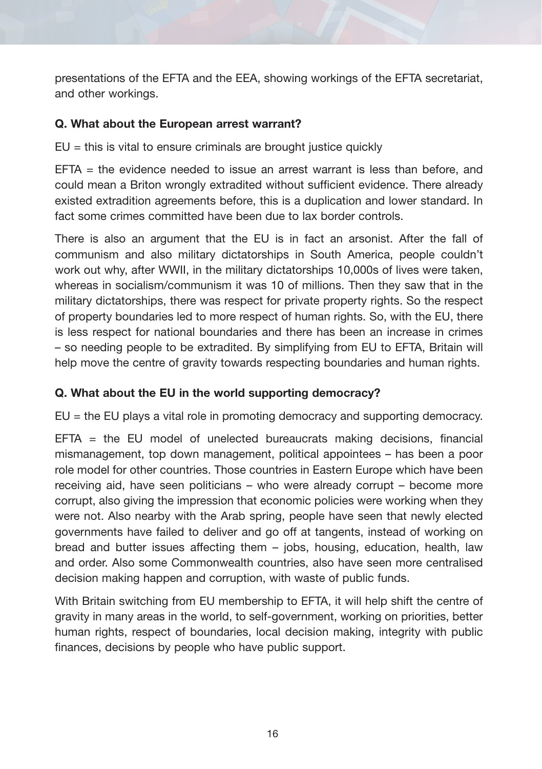presentations of the EFTA and the EEA, showing workings of the EFTA secretariat, and other workings.

**Q. What about the European arrest warrant?**

EU = this is vital to ensure criminals are brought justice quickly

EFTA = the evidence needed to issue an arrest warrant is less than before, and could mean a Briton wrongly extradited without sufficient evidence. There already existed extradition agreements before, this is a duplication and lower standard. In fact some crimes committed have been due to lax border controls.

There is also an argument that the EU is in fact an arsonist. After the fall of communism and also military dictatorships in South America, people couldn't work out why, after WWII, in the military dictatorships 10,000s of lives were taken, whereas in socialism/communism it was 10 of millions. Then they saw that in the military dictatorships, there was respect for private property rights. So the respect of property boundaries led to more respect of human rights. So, with the EU, there is less respect for national boundaries and there has been an increase in crimes – so needing people to be extradited. By simplifying from EU to EFTA, Britain will help move the centre of gravity towards respecting boundaries and human rights.

**Q. What about the EU in the world supporting democracy?**

EU = the EU plays a vital role in promoting democracy and supporting democracy.

EFTA = the EU model of unelected bureaucrats making decisions, financial mismanagement, top down management, political appointees – has been a poor role model for other countries. Those countries in Eastern Europe which have been receiving aid, have seen politicians – who were already corrupt – become more corrupt, also giving the impression that economic policies were working when they were not. Also nearby with the Arab spring, people have seen that newly elected governments have failed to deliver and go off at tangents, instead of working on bread and butter issues affecting them – jobs, housing, education, health, law and order. Also some Commonwealth countries, also have seen more centralised decision making happen and corruption, with waste of public funds.

With Britain switching from EU membership to EFTA, it will help shift the centre of gravity in many areas in the world, to self-government, working on priorities, better human rights, respect of boundaries, local decision making, integrity with public finances, decisions by people who have public support.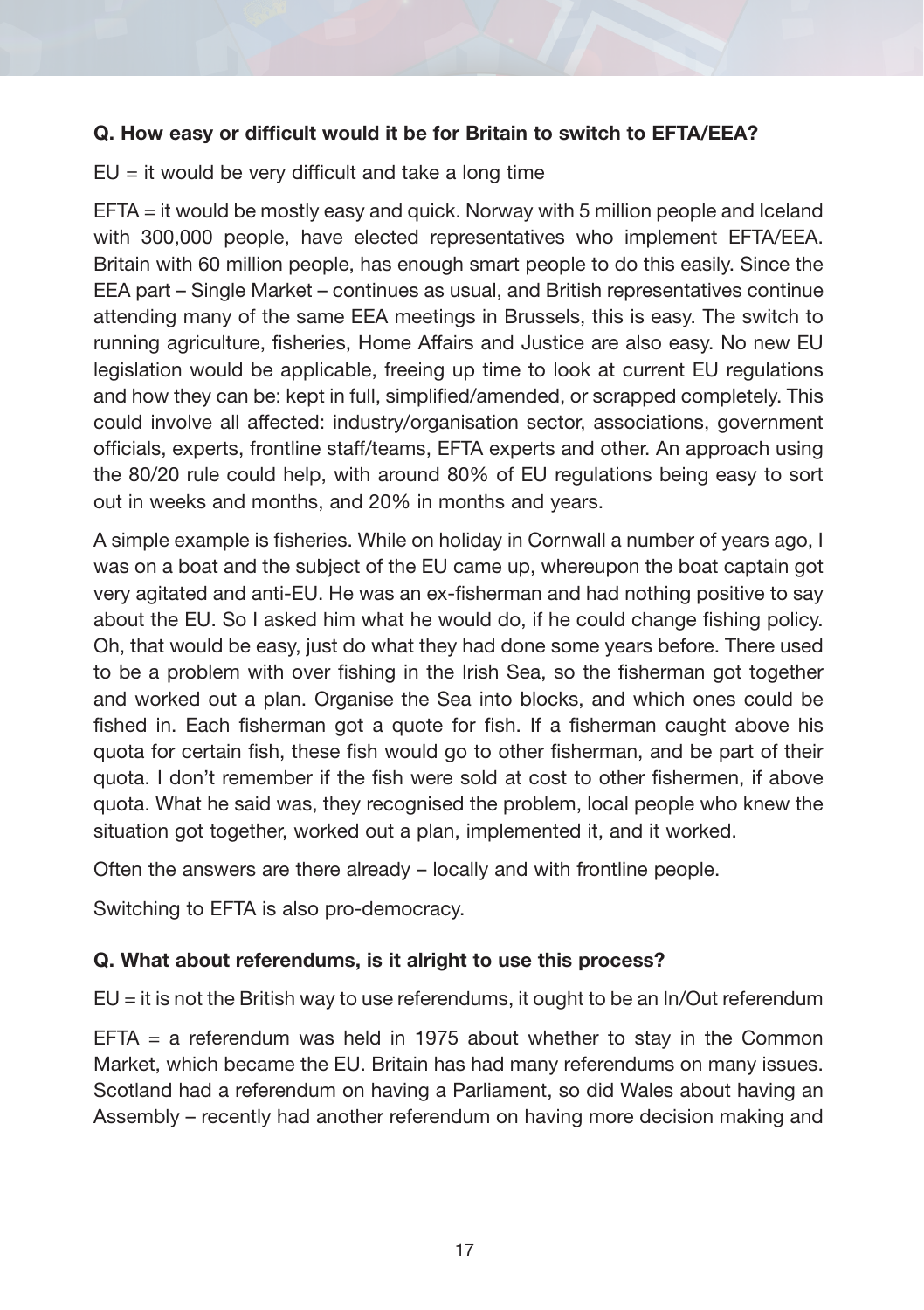**Q. How easy or difficult would it be for Britain to switch to EFTA/EEA?**

EU = it would be very difficult and take a long time

EFTA = it would be mostly easy and quick. Norway with 5 million people and Iceland with 300,000 people, have elected representatives who implement EFTA/EEA. Britain with 60 million people, has enough smart people to do this easily. Since the EEA part – Single Market – continues as usual, and British representatives continue attending many of the same EEA meetings in Brussels, this is easy. The switch to running agriculture, fisheries, Home Affairs and Justice are also easy. No new EU legislation would be applicable, freeing up time to look at current EU regulations and how they can be: kept in full, simplified/amended, or scrapped completely. This could involve all affected: industry/organisation sector, associations, government officials, experts, frontline staff/teams, EFTA experts and other. An approach using the 80/20 rule could help, with around 80% of EU regulations being easy to sort out in weeks and months, and 20% in months and years.

A simple example is fisheries. While on holiday in Cornwall a number of years ago, I was on a boat and the subject of the EU came up, whereupon the boat captain got very agitated and anti-EU. He was an ex-fisherman and had nothing positive to say about the EU. So I asked him what he would do, if he could change fishing policy. Oh, that would be easy, just do what they had done some years before. There used to be a problem with over fishing in the Irish Sea, so the fisherman got together and worked out a plan. Organise the Sea into blocks, and which ones could be fished in. Each fisherman got a quote for fish. If a fisherman caught above his quota for certain fish, these fish would go to other fisherman, and be part of their quota. I don't remember if the fish were sold at cost to other fishermen, if above quota. What he said was, they recognised the problem, local people who knew the situation got together, worked out a plan, implemented it, and it worked.

Often the answers are there already – locally and with frontline people.

Switching to EFTA is also pro-democracy.

**Q. What about referendums, is it alright to use this process?**

EU = it is not the British way to use referendums, it ought to be an In/Out referendum

EFTA = a referendum was held in 1975 about whether to stay in the Common Market, which became the EU. Britain has had many referendums on many issues. Scotland had a referendum on having a Parliament, so did Wales about having an Assembly – recently had another referendum on having more decision making and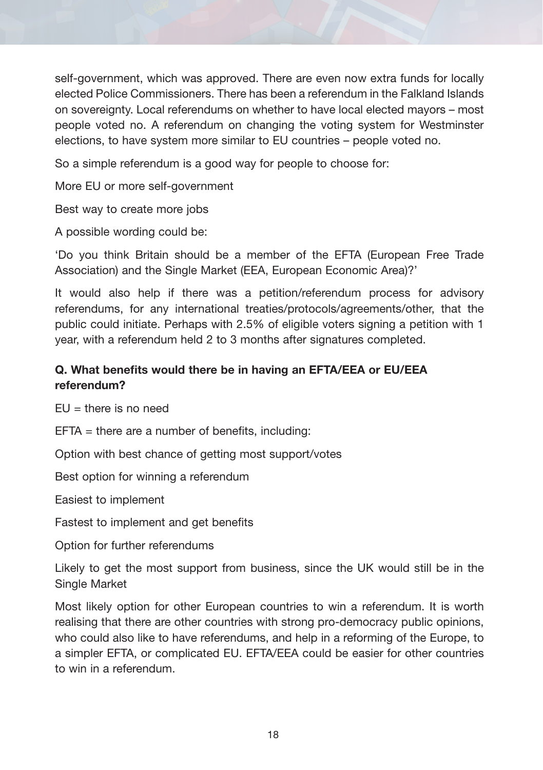self-government, which was approved. There are even now extra funds for locally elected Police Commissioners. There has been a referendum in the Falkland Islands on sovereignty. Local referendums on whether to have local elected mayors – most people voted no. A referendum on changing the voting system for Westminster elections, to have system more similar to EU countries – people voted no.

So a simple referendum is a good way for people to choose for:

More EU or more self-government

Best way to create more jobs

A possible wording could be:

'Do you think Britain should be a member of the EFTA (European Free Trade Association) and the Single Market (EEA, European Economic Area)?'

It would also help if there was a petition/referendum process for advisory referendums, for any international treaties/protocols/agreements/other, that the public could initiate. Perhaps with 2.5% of eligible voters signing a petition with 1 year, with a referendum held 2 to 3 months after signatures completed.

**Q. What benefits would there be in having an EFTA/EEA or EU/EEA referendum?**

EU = there is no need

EFTA = there are a number of benefits, including:

Option with best chance of getting most support/votes

Best option for winning a referendum

Easiest to implement

Fastest to implement and get benefits

Option for further referendums

Likely to get the most support from business, since the UK would still be in the Single Market

Most likely option for other European countries to win a referendum. It is worth realising that there are other countries with strong pro-democracy public opinions, who could also like to have referendums, and help in a reforming of the Europe, to a simpler EFTA, or complicated EU. EFTA/EEA could be easier for other countries to win in a referendum.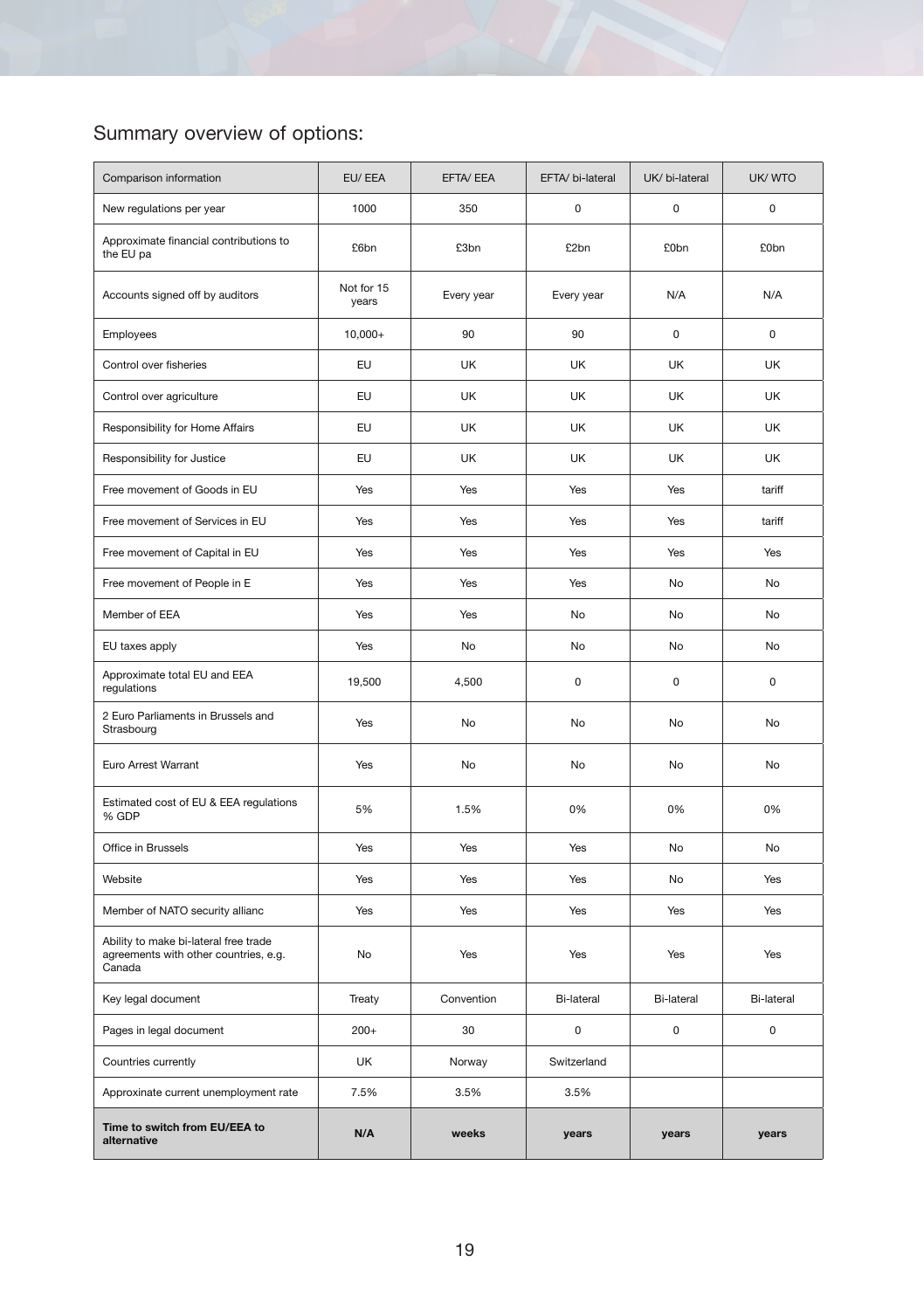## Summary overview of options:

| Comparison information | EU/ EEA | EFTA/ EEA | EFTA/ bi-lateral | UK/ bi-lateral | UK/ WTO |
|---|---|---|---|---|---|
| New regulations per year | 1000 | 350 | 0 | 0 | 0 |
| Approximate financial contributions to the EU pa | £6bn | £3bn | £2bn | £0bn | £0bn |
| Accounts signed off by auditors | Not for 15 years | Every year | Every year | N/A | N/A |
| Employees | 10,000+ | 90 | 90 | 0 | 0 |
| Control over fisheries | EU | UK | UK | UK | UK |
| Control over agriculture | EU | UK | UK | UK | UK |
| Responsibility for Home Affairs | EU | UK | UK | UK | UK |
| Responsibility for Justice | EU | UK | UK | UK | UK |
| Free movement of Goods in EU | Yes | Yes | Yes | Yes | tariff |
| Free movement of Services in EU | Yes | Yes | Yes | Yes | tariff |
| Free movement of Capital in EU | Yes | Yes | Yes | Yes | Yes |
| Free movement of People in E | Yes | Yes | Yes | No | No |
| Member of EEA | Yes | Yes | No | No | No |
| EU taxes apply | Yes | No | No | No | No |
| Approximate total EU and EEA regulations | 19,500 | 4,500 | 0 | 0 | 0 |
| 2 Euro Parliaments in Brussels and Strasbourg | Yes | No | No | No | No |
| Euro Arrest Warrant | Yes | No | No | No | No |
| Estimated cost of EU & EEA regulations % GDP | 5% | 1.5% | 0% | 0% | 0% |
| Office in Brussels | Yes | Yes | Yes | No | No |
| Website | Yes | Yes | Yes | No | Yes |
| Member of NATO security allianc | Yes | Yes | Yes | Yes | Yes |
| Ability to make bi-lateral free trade agreements with other countries, e.g. Canada | No | Yes | Yes | Yes | Yes |
| Key legal document | Treaty | Convention | Bi-lateral | Bi-lateral | Bi-lateral |
| Pages in legal document | 200+ | 30 | 0 | 0 | 0 |
| Countries currently | UK | Norway | Switzerland | | |
| Approxinate current unemployment rate | 7.5% | 3.5% | 3.5% | | |
| **Time to switch from EU/EEA to alternative** | **N/A** | **weeks** | **years** | **years** | **years** |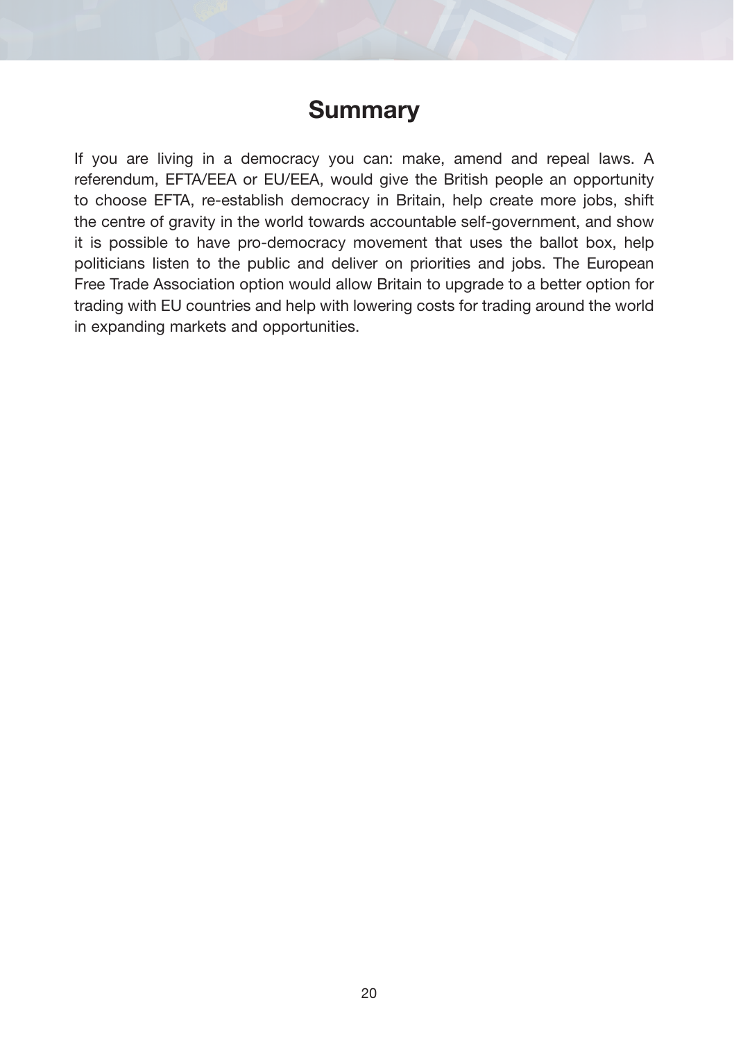## Summary

If you are living in a democracy you can: make, amend and repeal laws. A referendum, EFTA/EEA or EU/EEA, would give the British people an opportunity to choose EFTA, re-establish democracy in Britain, help create more jobs, shift the centre of gravity in the world towards accountable self-government, and show it is possible to have pro-democracy movement that uses the ballot box, help politicians listen to the public and deliver on priorities and jobs. The European Free Trade Association option would allow Britain to upgrade to a better option for trading with EU countries and help with lowering costs for trading around the world in expanding markets and opportunities.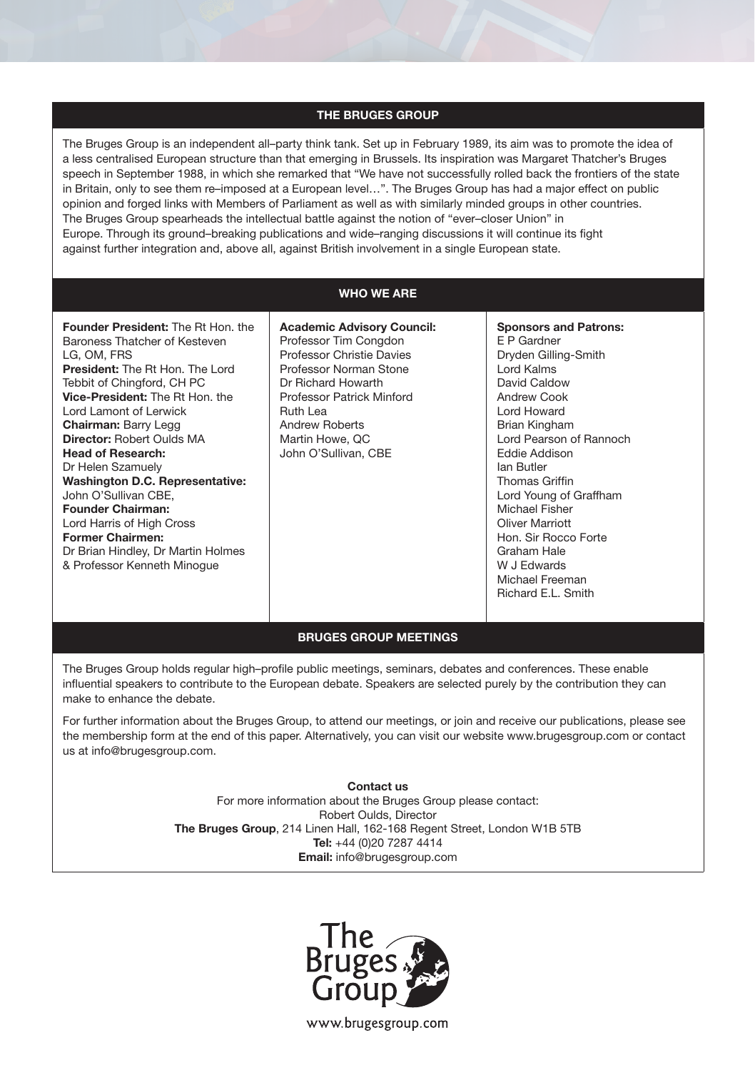## THE BRUGES GROUP

The Bruges Group is an independent all–party think tank. Set up in February 1989, its aim was to promote the idea of a less centralised European structure than that emerging in Brussels. Its inspiration was Margaret Thatcher's Bruges speech in September 1988, in which she remarked that "We have not successfully rolled back the frontiers of the state in Britain, only to see them re–imposed at a European level…". The Bruges Group has had a major effect on public opinion and forged links with Members of Parliament as well as with similarly minded groups in other countries. The Bruges Group spearheads the intellectual battle against the notion of "ever–closer Union" in Europe. Through its ground–breaking publications and wide–ranging discussions it will continue its fight against further integration and, above all, against British involvement in a single European state.

## WHO WE ARE

**Founder President:** The Rt Hon. the Baroness Thatcher of Kesteven LG, OM, FRS
**President:** The Rt Hon. The Lord Tebbit of Chingford, CH PC
**Vice-President:** The Rt Hon. the Lord Lamont of Lerwick
**Chairman:** Barry Legg
**Director:** Robert Oulds MA
**Head of Research:** Dr Helen Szamuely
**Washington D.C. Representative:** John O'Sullivan CBE,
**Founder Chairman:** Lord Harris of High Cross
**Former Chairmen:** Dr Brian Hindley, Dr Martin Holmes & Professor Kenneth Minogue

**Academic Advisory Council:**
Professor Tim Congdon
Professor Christie Davies
Professor Norman Stone
Dr Richard Howarth
Professor Patrick Minford
Ruth Lea
Andrew Roberts
Martin Howe, QC
John O'Sullivan, CBE

**Sponsors and Patrons:**
E P Gardner
Dryden Gilling-Smith
Lord Kalms
David Caldow
Andrew Cook
Lord Howard
Brian Kingham
Lord Pearson of Rannoch
Eddie Addison
Ian Butler
Thomas Griffin
Lord Young of Graffham
Michael Fisher
Oliver Marriott
Hon. Sir Rocco Forte
Graham Hale
W J Edwards
Michael Freeman
Richard E.L. Smith

## BRUGES GROUP MEETINGS

The Bruges Group holds regular high–profile public meetings, seminars, debates and conferences. These enable influential speakers to contribute to the European debate. Speakers are selected purely by the contribution they can make to enhance the debate.

For further information about the Bruges Group, to attend our meetings, or join and receive our publications, please see the membership form at the end of this paper. Alternatively, you can visit our website www.brugesgroup.com or contact us at info@brugesgroup.com.

**Contact us**
For more information about the Bruges Group please contact:
Robert Oulds, Director
**The Bruges Group**, 214 Linen Hall, 162-168 Regent Street, London W1B 5TB
**Tel:** +44 (0)20 7287 4414
**Email:** info@brugesgroup.com

The Bruges Group

www.brugesgroup.com